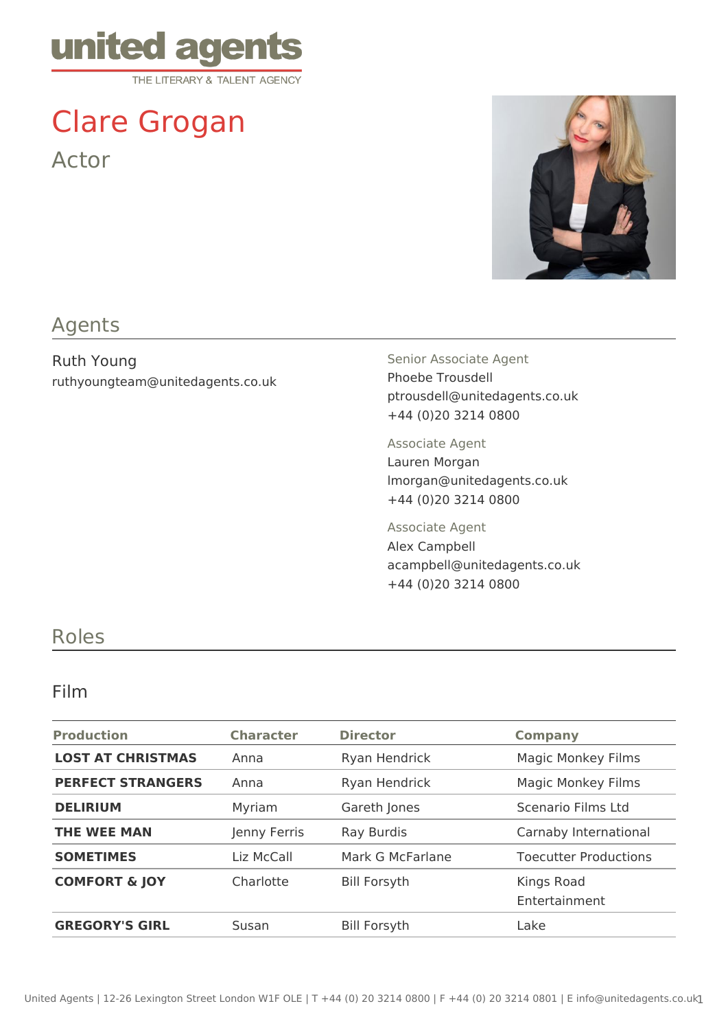united agents
THE LITERARY & TALENT AGENCY

# Clare Grogan

Actor

## Agents

Ruth Young
ruthyoungteam@unitedagents.co.uk

Senior Associate Agent
Phoebe Trousdell
ptrousdell@unitedagents.co.uk
+44 (0)20 3214 0800

Associate Agent
Lauren Morgan
lmorgan@unitedagents.co.uk
+44 (0)20 3214 0800

Associate Agent
Alex Campbell
acampbell@unitedagents.co.uk
+44 (0)20 3214 0800

## Roles

### Film

| Production | Character | Director | Company |
| --- | --- | --- | --- |
| **LOST AT CHRISTMAS** | Anna | Ryan Hendrick | Magic Monkey Films |
| **PERFECT STRANGERS** | Anna | Ryan Hendrick | Magic Monkey Films |
| **DELIRIUM** | Myriam | Gareth Jones | Scenario Films Ltd |
| **THE WEE MAN** | Jenny Ferris | Ray Burdis | Carnaby International |
| **SOMETIMES** | Liz McCall | Mark G McFarlane | Toecutter Productions |
| **COMFORT & JOY** | Charlotte | Bill Forsyth | Kings Road Entertainment |
| **GREGORY'S GIRL** | Susan | Bill Forsyth | Lake |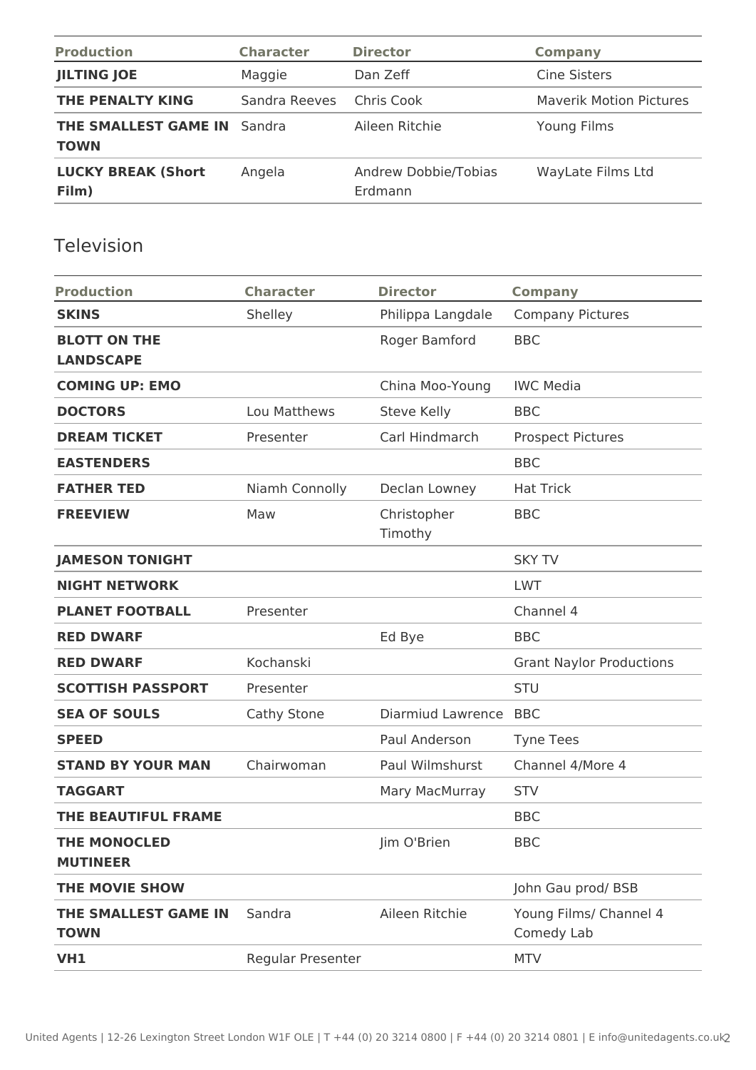| Production | Character | Director | Company |
|---|---|---|---|
| **JILTING JOE** | Maggie | Dan Zeff | Cine Sisters |
| **THE PENALTY KING** | Sandra Reeves | Chris Cook | Maverik Motion Pictures |
| **THE SMALLEST GAME IN TOWN** | Sandra | Aileen Ritchie | Young Films |
| **LUCKY BREAK (Short Film)** | Angela | Andrew Dobbie/Tobias Erdmann | WayLate Films Ltd |

## Television

| Production | Character | Director | Company |
|---|---|---|---|
| **SKINS** | Shelley | Philippa Langdale | Company Pictures |
| **BLOTT ON THE LANDSCAPE** | | Roger Bamford | BBC |
| **COMING UP: EMO** | | China Moo-Young | IWC Media |
| **DOCTORS** | Lou Matthews | Steve Kelly | BBC |
| **DREAM TICKET** | Presenter | Carl Hindmarch | Prospect Pictures |
| **EASTENDERS** | | | BBC |
| **FATHER TED** | Niamh Connolly | Declan Lowney | Hat Trick |
| **FREEVIEW** | Maw | Christopher Timothy | BBC |
| **JAMESON TONIGHT** | | | SKY TV |
| **NIGHT NETWORK** | | | LWT |
| **PLANET FOOTBALL** | Presenter | | Channel 4 |
| **RED DWARF** | | Ed Bye | BBC |
| **RED DWARF** | Kochanski | | Grant Naylor Productions |
| **SCOTTISH PASSPORT** | Presenter | | STU |
| **SEA OF SOULS** | Cathy Stone | Diarmiud Lawrence | BBC |
| **SPEED** | | Paul Anderson | Tyne Tees |
| **STAND BY YOUR MAN** | Chairwoman | Paul Wilmshurst | Channel 4/More 4 |
| **TAGGART** | | Mary MacMurray | STV |
| **THE BEAUTIFUL FRAME** | | | BBC |
| **THE MONOCLED MUTINEER** | | Jim O'Brien | BBC |
| **THE MOVIE SHOW** | | | John Gau prod/ BSB |
| **THE SMALLEST GAME IN TOWN** | Sandra | Aileen Ritchie | Young Films/ Channel 4 Comedy Lab |
| **VH1** | Regular Presenter | | MTV |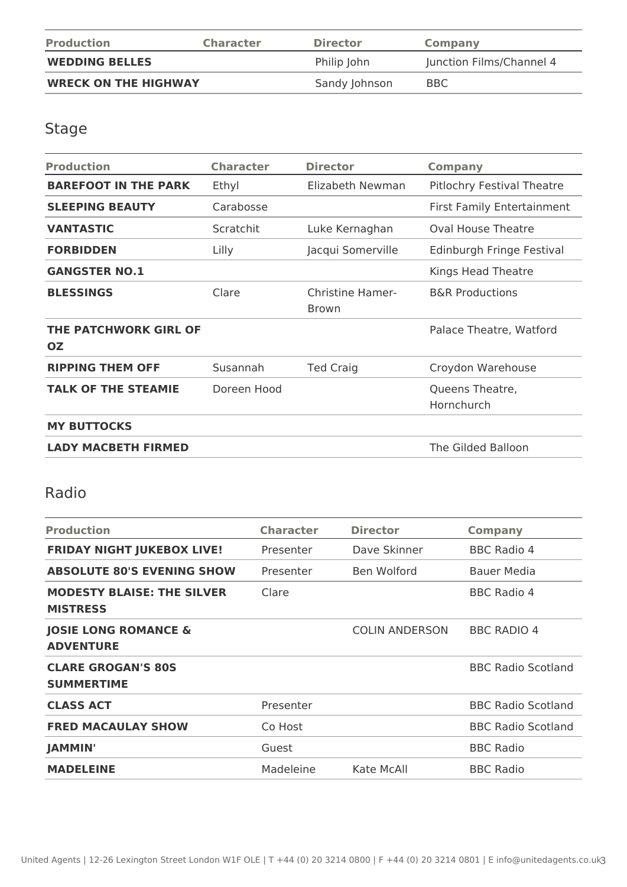| Production | Character | Director | Company |
|---|---|---|---|
| **WEDDING BELLES** | | Philip John | Junction Films/Channel 4 |
| **WRECK ON THE HIGHWAY** | | Sandy Johnson | BBC |

## Stage

| Production | Character | Director | Company |
|---|---|---|---|
| **BAREFOOT IN THE PARK** | Ethyl | Elizabeth Newman | Pitlochry Festival Theatre |
| **SLEEPING BEAUTY** | Carabosse | | First Family Entertainment |
| **VANTASTIC** | Scratchit | Luke Kernaghan | Oval House Theatre |
| **FORBIDDEN** | Lilly | Jacqui Somerville | Edinburgh Fringe Festival |
| **GANGSTER NO.1** | | | Kings Head Theatre |
| **BLESSINGS** | Clare | Christine Hamer-Brown | B&R Productions |
| **THE PATCHWORK GIRL OF OZ** | | | Palace Theatre, Watford |
| **RIPPING THEM OFF** | Susannah | Ted Craig | Croydon Warehouse |
| **TALK OF THE STEAMIE** | Doreen Hood | | Queens Theatre, Hornchurch |
| **MY BUTTOCKS** | | | |
| **LADY MACBETH FIRMED** | | | The Gilded Balloon |

## Radio

| Production | Character | Director | Company |
|---|---|---|---|
| **FRIDAY NIGHT JUKEBOX LIVE!** | Presenter | Dave Skinner | BBC Radio 4 |
| **ABSOLUTE 80'S EVENING SHOW** | Presenter | Ben Wolford | Bauer Media |
| **MODESTY BLAISE: THE SILVER MISTRESS** | Clare | | BBC Radio 4 |
| **JOSIE LONG ROMANCE & ADVENTURE** | | COLIN ANDERSON | BBC RADIO 4 |
| **CLARE GROGAN'S 80S SUMMERTIME** | | | BBC Radio Scotland |
| **CLASS ACT** | Presenter | | BBC Radio Scotland |
| **FRED MACAULAY SHOW** | Co Host | | BBC Radio Scotland |
| **JAMMIN'** | Guest | | BBC Radio |
| **MADELEINE** | Madeleine | Kate McAll | BBC Radio |